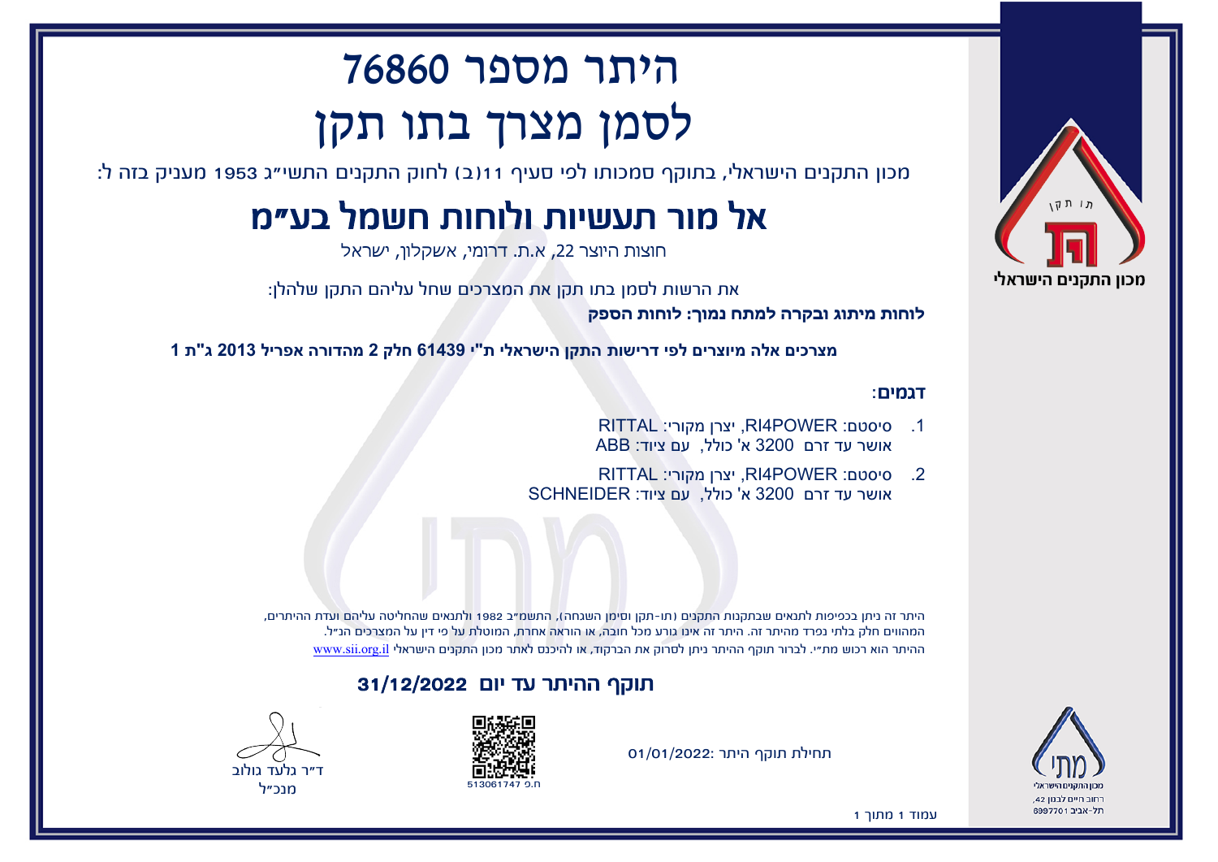# היתר מספר 76860
# לסמן מצרך בתו תקן

מכון התקנים הישראלי, בתוקף סמכותו לפי סעיף 11(ב) לחוק התקנים התשי"ג 1953 מעניק בזה ל:

## אל מור תעשיות ולוחות חשמל בע"מ

חוצות היוצר 22, א.ת. דרומי, אשקלון, ישראל

את הרשות לסמן בתו תקן את המצרכים שחל עליהם התקן שלהלן:

**לוחות מיתוג ובקרה למתח נמוך: לוחות הספק**

**מצרכים אלה מיוצרים לפי דרישות התקן הישראלי ת"י 61439 חלק 2 מהדורה אפריל 2013 ג"ת 1**

**דגמים:**

1. סיסטם: RI4POWER, יצרן מקורי: RITTAL
   אושר עד זרם 3200 א' כולל, עם ציוד: ABB
2. סיסטם: RI4POWER, יצרן מקורי: RITTAL
   אושר עד זרם 3200 א' כולל, עם ציוד: SCHNEIDER

היתר זה ניתן בכפיפות לתנאים שבתקנות התקנים (תו-תקן וסימן השגחה), התשמ"ב 1982 ולתנאים שהחליטה עליהם ועדת ההיתרים, המהווים חלק בלתי נפרד מהיתר זה. היתר זה אינו גורע מכל חובה, או הוראה אחרת, המוטלת על פי דין על המצרכים הנ"ל.
ההיתר הוא רכוש מת"י. לברור תוקף ההיתר ניתן לסרוק את הברקוד, או להיכנס לאתר מכון התקנים הישראלי www.sii.org.il

**תוקף ההיתר עד יום 31/12/2022**

תחילת תוקף היתר: 01/01/2022

ח.פ 513061747

ד"ר גלעד גולוב
מנכ"ל

מכון התקנים הישראלי
רחוב חיים לבנון 42,
תל-אביב 6997701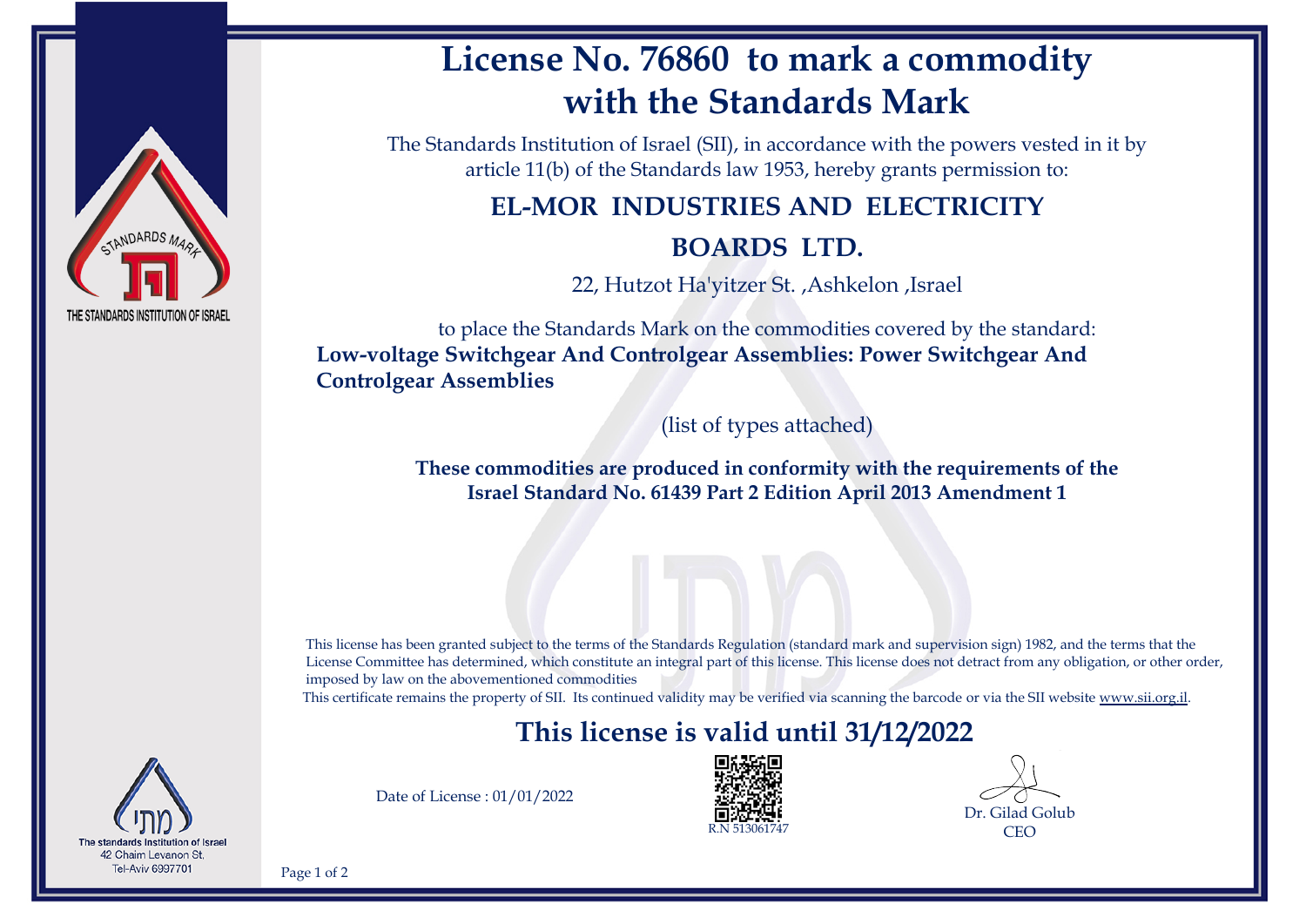# License No. 76860 to mark a commodity with the Standards Mark

The Standards Institution of Israel (SII), in accordance with the powers vested in it by article 11(b) of the Standards law 1953, hereby grants permission to:

## EL-MOR INDUSTRIES AND ELECTRICITY BOARDS LTD.

22, Hutzot Ha'yitzer St. ,Ashkelon ,Israel

to place the Standards Mark on the commodities covered by the standard:

**Low-voltage Switchgear And Controlgear Assemblies: Power Switchgear And Controlgear Assemblies**

(list of types attached)

**These commodities are produced in conformity with the requirements of the Israel Standard No. 61439 Part 2 Edition April 2013 Amendment 1**

This license has been granted subject to the terms of the Standards Regulation (standard mark and supervision sign) 1982, and the terms that the License Committee has determined, which constitute an integral part of this license. This license does not detract from any obligation, or other order, imposed by law on the abovementioned commodities

This certificate remains the property of SII. Its continued validity may be verified via scanning the barcode or via the SII website www.sii.org.il.

## This license is valid until 31/12/2022

Date of License : 01/01/2022

R.N 513061747

Dr. Gilad Golub
CEO

STANDARDS MARK
THE STANDARDS INSTITUTION OF ISRAEL

מתי
The standards Institution of Israel
42 Chaim Levanon St.
Tel-Aviv 6997701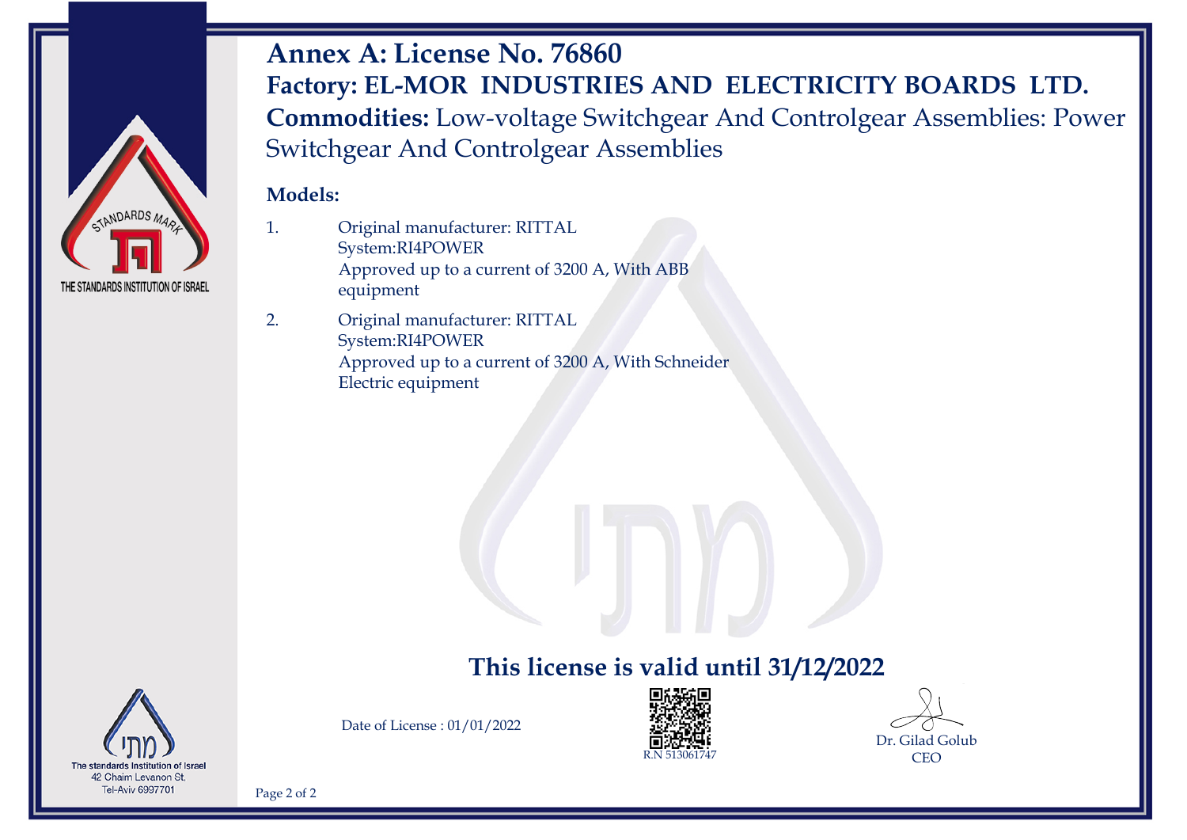STANDARDS MARK

THE STANDARDS INSTITUTION OF ISRAEL

# Annex A: License No. 76860

## Factory: EL-MOR INDUSTRIES AND ELECTRICITY BOARDS LTD.

**Commodities:** Low-voltage Switchgear And Controlgear Assemblies: Power Switchgear And Controlgear Assemblies

**Models:**

1. Original manufacturer: RITTAL
   System:RI4POWER
   Approved up to a current of 3200 A, With ABB equipment

2. Original manufacturer: RITTAL
   System:RI4POWER
   Approved up to a current of 3200 A, With Schneider Electric equipment

**This license is valid until 31/12/2022**

Date of License : 01/01/2022

R.N 513061747

Dr. Gilad Golub
CEO

מתי
The standards Institution of Israel
42 Chaim Levanon St,
Tel-Aviv 6997701